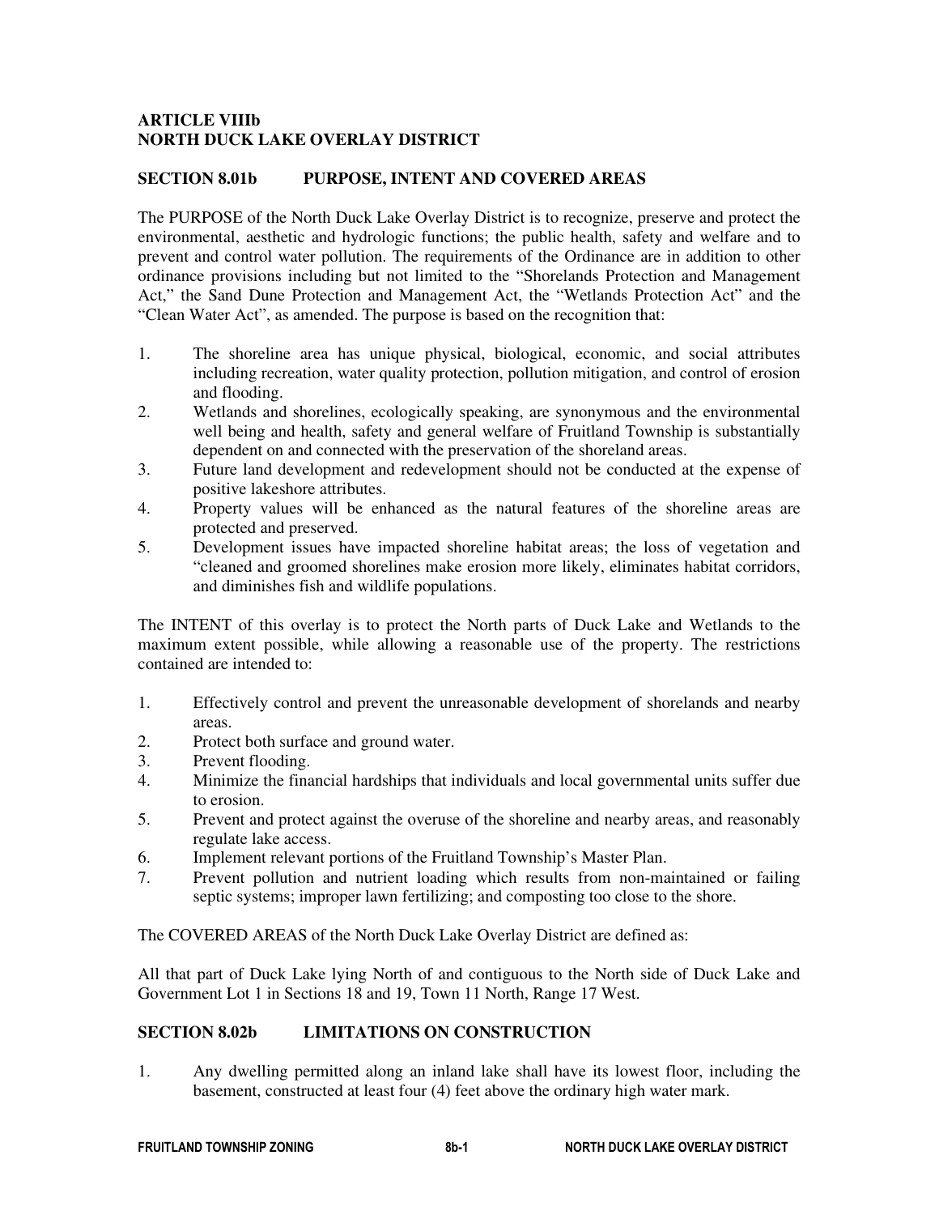# ARTICLE VIIIb
# NORTH DUCK LAKE OVERLAY DISTRICT

## SECTION 8.01b PURPOSE, INTENT AND COVERED AREAS

The PURPOSE of the North Duck Lake Overlay District is to recognize, preserve and protect the environmental, aesthetic and hydrologic functions; the public health, safety and welfare and to prevent and control water pollution. The requirements of the Ordinance are in addition to other ordinance provisions including but not limited to the "Shorelands Protection and Management Act," the Sand Dune Protection and Management Act, the "Wetlands Protection Act" and the "Clean Water Act", as amended. The purpose is based on the recognition that:

1. The shoreline area has unique physical, biological, economic, and social attributes including recreation, water quality protection, pollution mitigation, and control of erosion and flooding.
2. Wetlands and shorelines, ecologically speaking, are synonymous and the environmental well being and health, safety and general welfare of Fruitland Township is substantially dependent on and connected with the preservation of the shoreland areas.
3. Future land development and redevelopment should not be conducted at the expense of positive lakeshore attributes.
4. Property values will be enhanced as the natural features of the shoreline areas are protected and preserved.
5. Development issues have impacted shoreline habitat areas; the loss of vegetation and "cleaned and groomed shorelines make erosion more likely, eliminates habitat corridors, and diminishes fish and wildlife populations.

The INTENT of this overlay is to protect the North parts of Duck Lake and Wetlands to the maximum extent possible, while allowing a reasonable use of the property. The restrictions contained are intended to:

1. Effectively control and prevent the unreasonable development of shorelands and nearby areas.
2. Protect both surface and ground water.
3. Prevent flooding.
4. Minimize the financial hardships that individuals and local governmental units suffer due to erosion.
5. Prevent and protect against the overuse of the shoreline and nearby areas, and reasonably regulate lake access.
6. Implement relevant portions of the Fruitland Township's Master Plan.
7. Prevent pollution and nutrient loading which results from non-maintained or failing septic systems; improper lawn fertilizing; and composting too close to the shore.

The COVERED AREAS of the North Duck Lake Overlay District are defined as:

All that part of Duck Lake lying North of and contiguous to the North side of Duck Lake and Government Lot 1 in Sections 18 and 19, Town 11 North, Range 17 West.

## SECTION 8.02b LIMITATIONS ON CONSTRUCTION

1. Any dwelling permitted along an inland lake shall have its lowest floor, including the basement, constructed at least four (4) feet above the ordinary high water mark.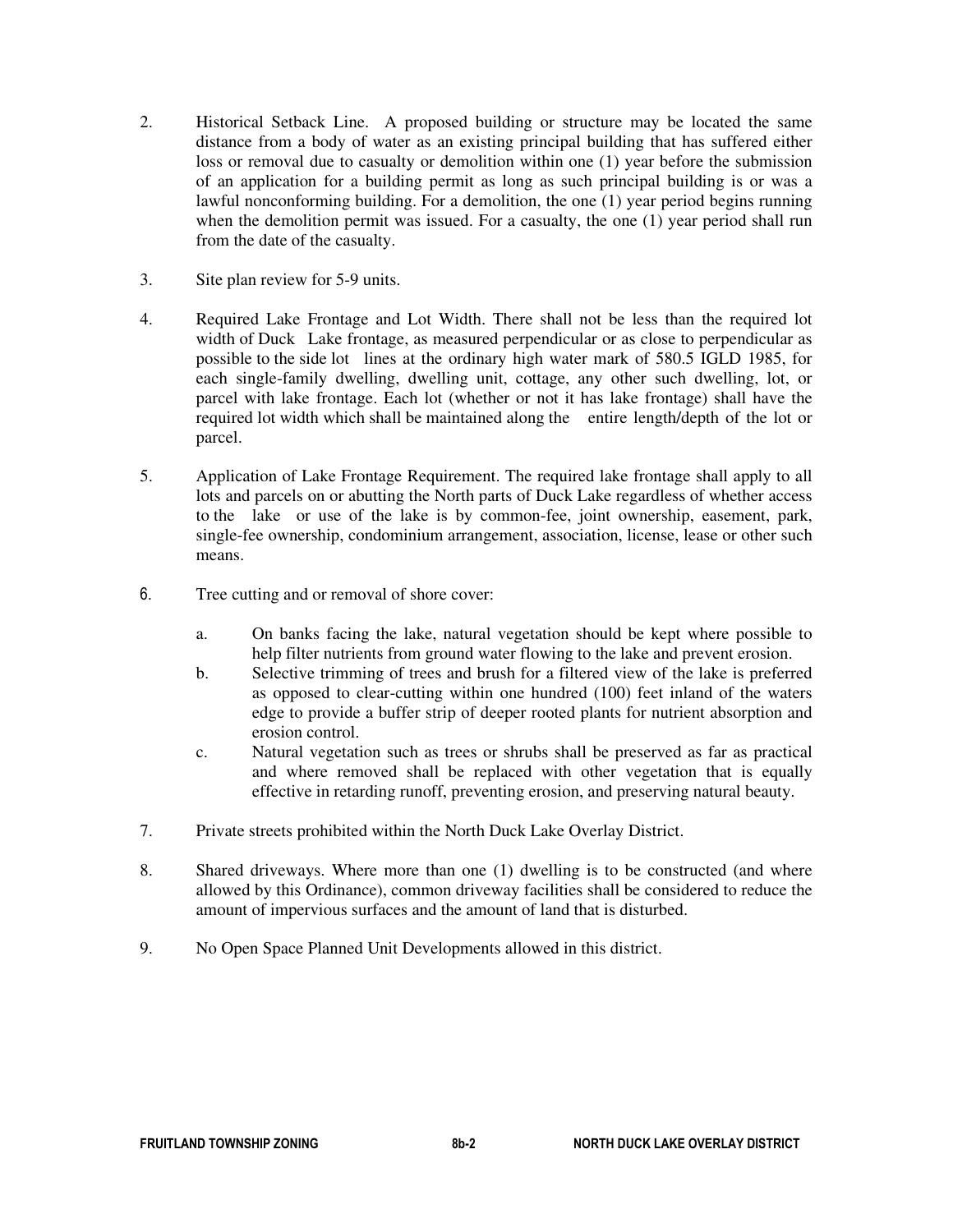2. Historical Setback Line. A proposed building or structure may be located the same distance from a body of water as an existing principal building that has suffered either loss or removal due to casualty or demolition within one (1) year before the submission of an application for a building permit as long as such principal building is or was a lawful nonconforming building. For a demolition, the one (1) year period begins running when the demolition permit was issued. For a casualty, the one (1) year period shall run from the date of the casualty.

3. Site plan review for 5-9 units.

4. Required Lake Frontage and Lot Width. There shall not be less than the required lot width of Duck Lake frontage, as measured perpendicular or as close to perpendicular as possible to the side lot lines at the ordinary high water mark of 580.5 IGLD 1985, for each single-family dwelling, dwelling unit, cottage, any other such dwelling, lot, or parcel with lake frontage. Each lot (whether or not it has lake frontage) shall have the required lot width which shall be maintained along the entire length/depth of the lot or parcel.

5. Application of Lake Frontage Requirement. The required lake frontage shall apply to all lots and parcels on or abutting the North parts of Duck Lake regardless of whether access to the lake or use of the lake is by common-fee, joint ownership, easement, park, single-fee ownership, condominium arrangement, association, license, lease or other such means.

6. Tree cutting and or removal of shore cover:

   a. On banks facing the lake, natural vegetation should be kept where possible to help filter nutrients from ground water flowing to the lake and prevent erosion.
   b. Selective trimming of trees and brush for a filtered view of the lake is preferred as opposed to clear-cutting within one hundred (100) feet inland of the waters edge to provide a buffer strip of deeper rooted plants for nutrient absorption and erosion control.
   c. Natural vegetation such as trees or shrubs shall be preserved as far as practical and where removed shall be replaced with other vegetation that is equally effective in retarding runoff, preventing erosion, and preserving natural beauty.

7. Private streets prohibited within the North Duck Lake Overlay District.

8. Shared driveways. Where more than one (1) dwelling is to be constructed (and where allowed by this Ordinance), common driveway facilities shall be considered to reduce the amount of impervious surfaces and the amount of land that is disturbed.

9. No Open Space Planned Unit Developments allowed in this district.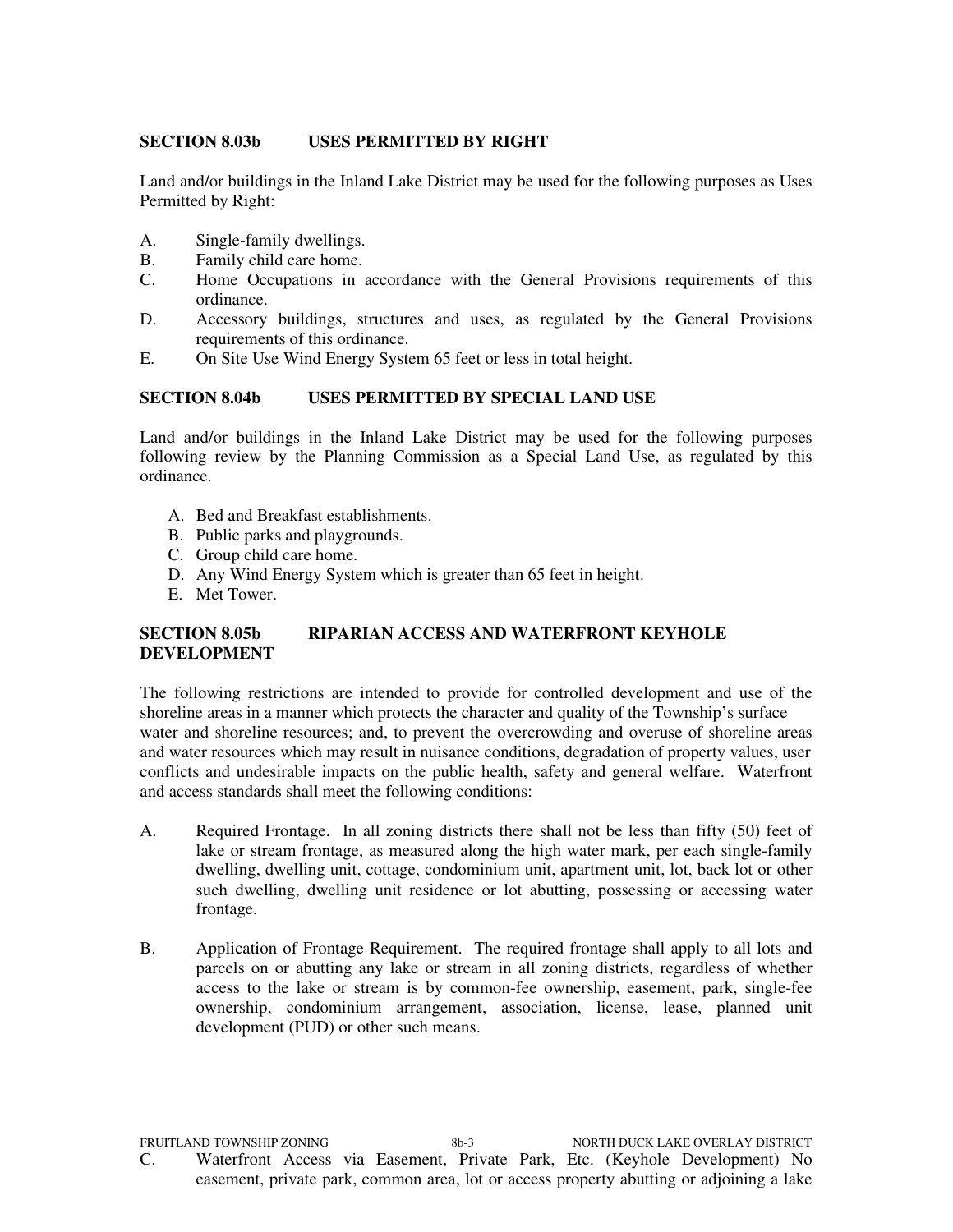### SECTION 8.03b USES PERMITTED BY RIGHT

Land and/or buildings in the Inland Lake District may be used for the following purposes as Uses Permitted by Right:

A. Single-family dwellings.
B. Family child care home.
C. Home Occupations in accordance with the General Provisions requirements of this ordinance.
D. Accessory buildings, structures and uses, as regulated by the General Provisions requirements of this ordinance.
E. On Site Use Wind Energy System 65 feet or less in total height.

### SECTION 8.04b USES PERMITTED BY SPECIAL LAND USE

Land and/or buildings in the Inland Lake District may be used for the following purposes following review by the Planning Commission as a Special Land Use, as regulated by this ordinance.

A. Bed and Breakfast establishments.
B. Public parks and playgrounds.
C. Group child care home.
D. Any Wind Energy System which is greater than 65 feet in height.
E. Met Tower.

### SECTION 8.05b RIPARIAN ACCESS AND WATERFRONT KEYHOLE DEVELOPMENT

The following restrictions are intended to provide for controlled development and use of the shoreline areas in a manner which protects the character and quality of the Township's surface water and shoreline resources; and, to prevent the overcrowding and overuse of shoreline areas and water resources which may result in nuisance conditions, degradation of property values, user conflicts and undesirable impacts on the public health, safety and general welfare. Waterfront and access standards shall meet the following conditions:

A. Required Frontage. In all zoning districts there shall not be less than fifty (50) feet of lake or stream frontage, as measured along the high water mark, per each single-family dwelling, dwelling unit, cottage, condominium unit, apartment unit, lot, back lot or other such dwelling, dwelling unit residence or lot abutting, possessing or accessing water frontage.

B. Application of Frontage Requirement. The required frontage shall apply to all lots and parcels on or abutting any lake or stream in all zoning districts, regardless of whether access to the lake or stream is by common-fee ownership, easement, park, single-fee ownership, condominium arrangement, association, license, lease, planned unit development (PUD) or other such means.

C. Waterfront Access via Easement, Private Park, Etc. (Keyhole Development) No easement, private park, common area, lot or access property abutting or adjoining a lake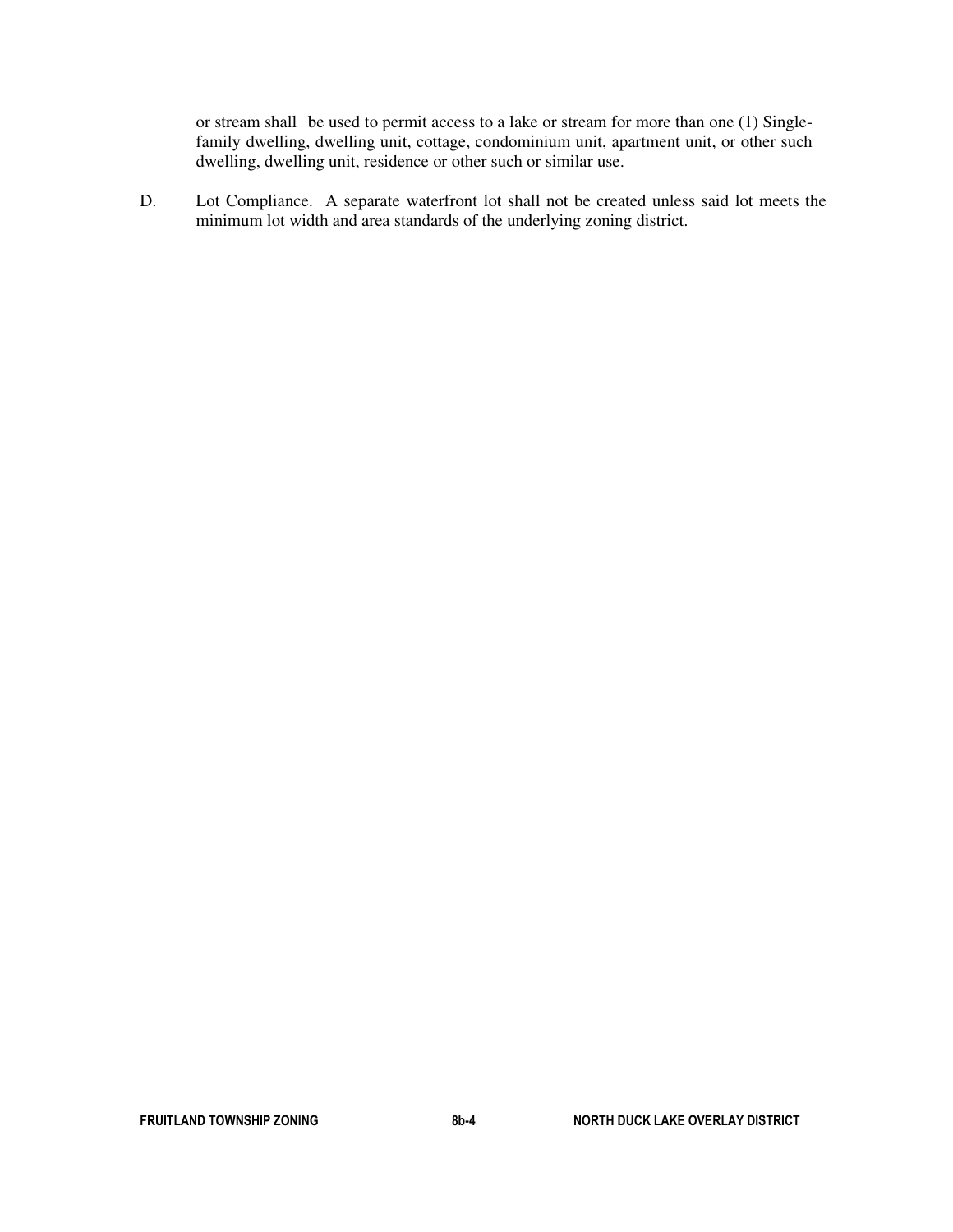or stream shall be used to permit access to a lake or stream for more than one (1) Single-family dwelling, dwelling unit, cottage, condominium unit, apartment unit, or other such dwelling, dwelling unit, residence or other such or similar use.

D. Lot Compliance. A separate waterfront lot shall not be created unless said lot meets the minimum lot width and area standards of the underlying zoning district.